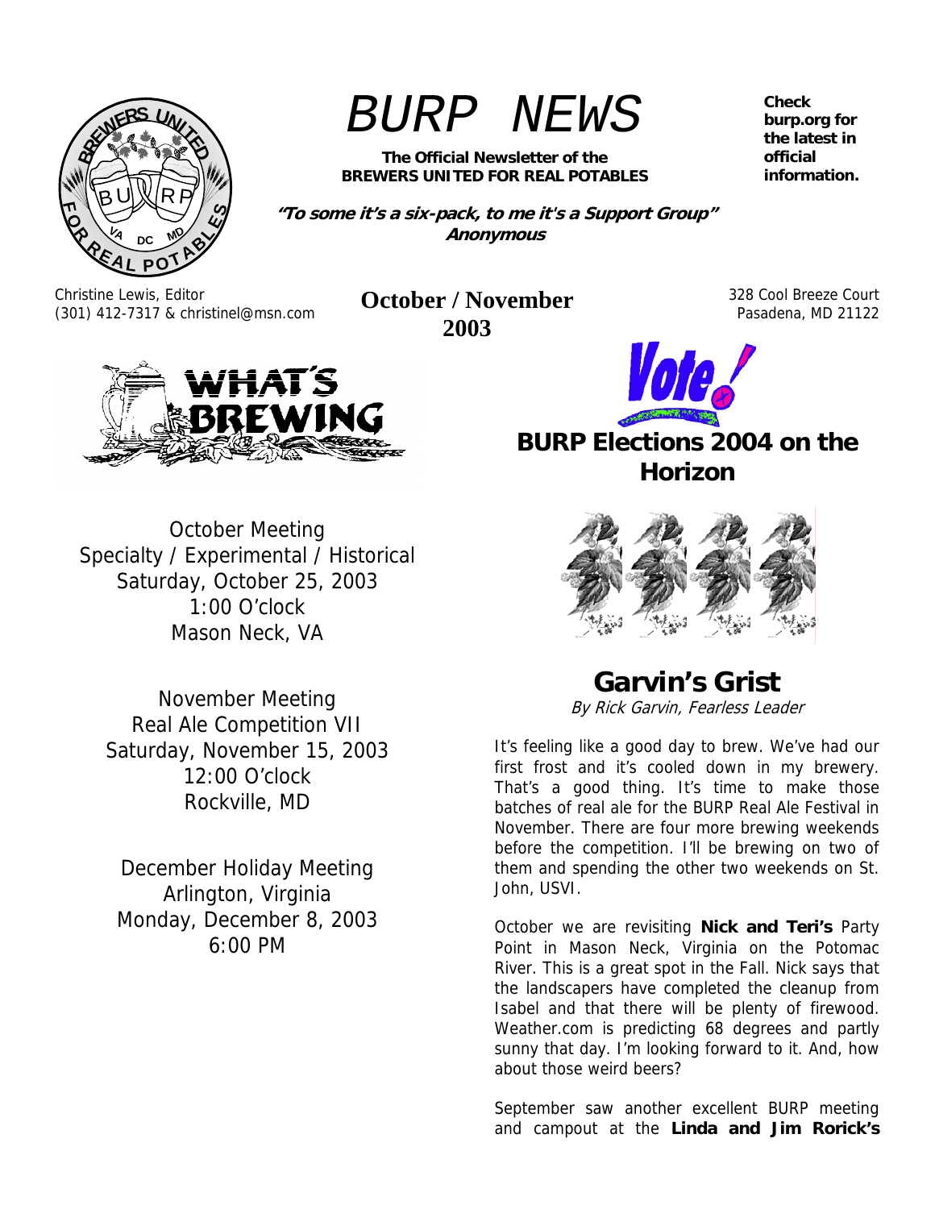# BURP NEWS

**The Official Newsletter of the BREWERS UNITED FOR REAL POTABLES**

***"To some it's a six-pack, to me it's a Support Group"* *Anonymous***

**Check burp.org for the latest in official information.**

Christine Lewis, Editor
(301) 412-7317 & christinel@msn.com

**October / November 2003**

328 Cool Breeze Court
Pasadena, MD 21122

## WHAT'S BREWING

October Meeting
Specialty / Experimental / Historical
Saturday, October 25, 2003
1:00 O'clock
Mason Neck, VA

November Meeting
Real Ale Competition VII
Saturday, November 15, 2003
12:00 O'clock
Rockville, MD

December Holiday Meeting
Arlington, Virginia
Monday, December 8, 2003
6:00 PM

## Vote!

## BURP Elections 2004 on the Horizon

## Garvin's Grist

*By Rick Garvin, Fearless Leader*

It's feeling like a good day to brew. We've had our first frost and it's cooled down in my brewery. That's a good thing. It's time to make those batches of real ale for the BURP Real Ale Festival in November. There are four more brewing weekends before the competition. I'll be brewing on two of them and spending the other two weekends on St. John, USVI.

October we are revisiting **Nick and Teri's** Party Point in Mason Neck, Virginia on the Potomac River. This is a great spot in the Fall. Nick says that the landscapers have completed the cleanup from Isabel and that there will be plenty of firewood. Weather.com is predicting 68 degrees and partly sunny that day. I'm looking forward to it. And, how about those weird beers?

September saw another excellent BURP meeting and campout at the **Linda and Jim Rorick's**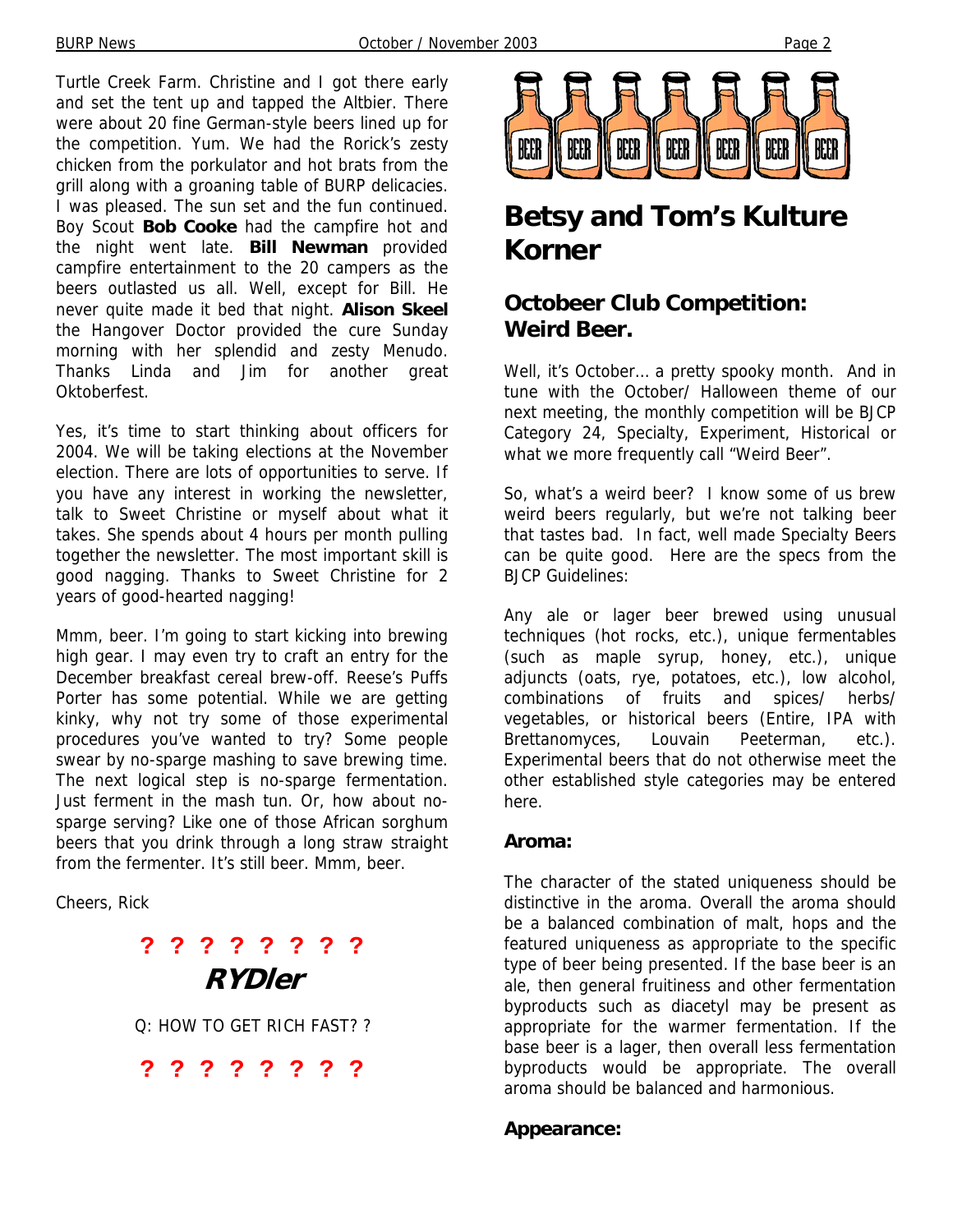Turtle Creek Farm. Christine and I got there early and set the tent up and tapped the Altbier. There were about 20 fine German-style beers lined up for the competition. Yum. We had the Rorick's zesty chicken from the porkulator and hot brats from the grill along with a groaning table of BURP delicacies. I was pleased. The sun set and the fun continued. Boy Scout **Bob Cooke** had the campfire hot and the night went late. **Bill Newman** provided campfire entertainment to the 20 campers as the beers outlasted us all. Well, except for Bill. He never quite made it bed that night. **Alison Skeel** the Hangover Doctor provided the cure Sunday morning with her splendid and zesty Menudo. Thanks Linda and Jim for another great Oktoberfest.

Yes, it's time to start thinking about officers for 2004. We will be taking elections at the November election. There are lots of opportunities to serve. If you have any interest in working the newsletter, talk to Sweet Christine or myself about what it takes. She spends about 4 hours per month pulling together the newsletter. The most important skill is good nagging. Thanks to Sweet Christine for 2 years of good-hearted nagging!

Mmm, beer. I'm going to start kicking into brewing high gear. I may even try to craft an entry for the December breakfast cereal brew-off. Reese's Puffs Porter has some potential. While we are getting kinky, why not try some of those experimental procedures you've wanted to try? Some people swear by no-sparge mashing to save brewing time. The next logical step is no-sparge fermentation. Just ferment in the mash tun. Or, how about no-sparge serving? Like one of those African sorghum beers that you drink through a long straw straight from the fermenter. It's still beer. Mmm, beer.

Cheers, Rick

**? ? ? ? ? ? ? ?**

## RYDler

Q: HOW TO GET RICH FAST? ?

**? ? ? ? ? ? ? ?**

# Betsy and Tom's Kulture Korner

## Octobeer Club Competition: Weird Beer.

Well, it's October… a pretty spooky month. And in tune with the October/ Halloween theme of our next meeting, the monthly competition will be BJCP Category 24, Specialty, Experiment, Historical or what we more frequently call "Weird Beer".

So, what's a weird beer? I know some of us brew weird beers regularly, but we're not talking beer that tastes bad. In fact, well made Specialty Beers can be quite good. Here are the specs from the BJCP Guidelines:

Any ale or lager beer brewed using unusual techniques (hot rocks, etc.), unique fermentables (such as maple syrup, honey, etc.), unique adjuncts (oats, rye, potatoes, etc.), low alcohol, combinations of fruits and spices/ herbs/ vegetables, or historical beers (Entire, IPA with Brettanomyces, Louvain Peeterman, etc.). Experimental beers that do not otherwise meet the other established style categories may be entered here.

### Aroma:

The character of the stated uniqueness should be distinctive in the aroma. Overall the aroma should be a balanced combination of malt, hops and the featured uniqueness as appropriate to the specific type of beer being presented. If the base beer is an ale, then general fruitiness and other fermentation byproducts such as diacetyl may be present as appropriate for the warmer fermentation. If the base beer is a lager, then overall less fermentation byproducts would be appropriate. The overall aroma should be balanced and harmonious.

### Appearance: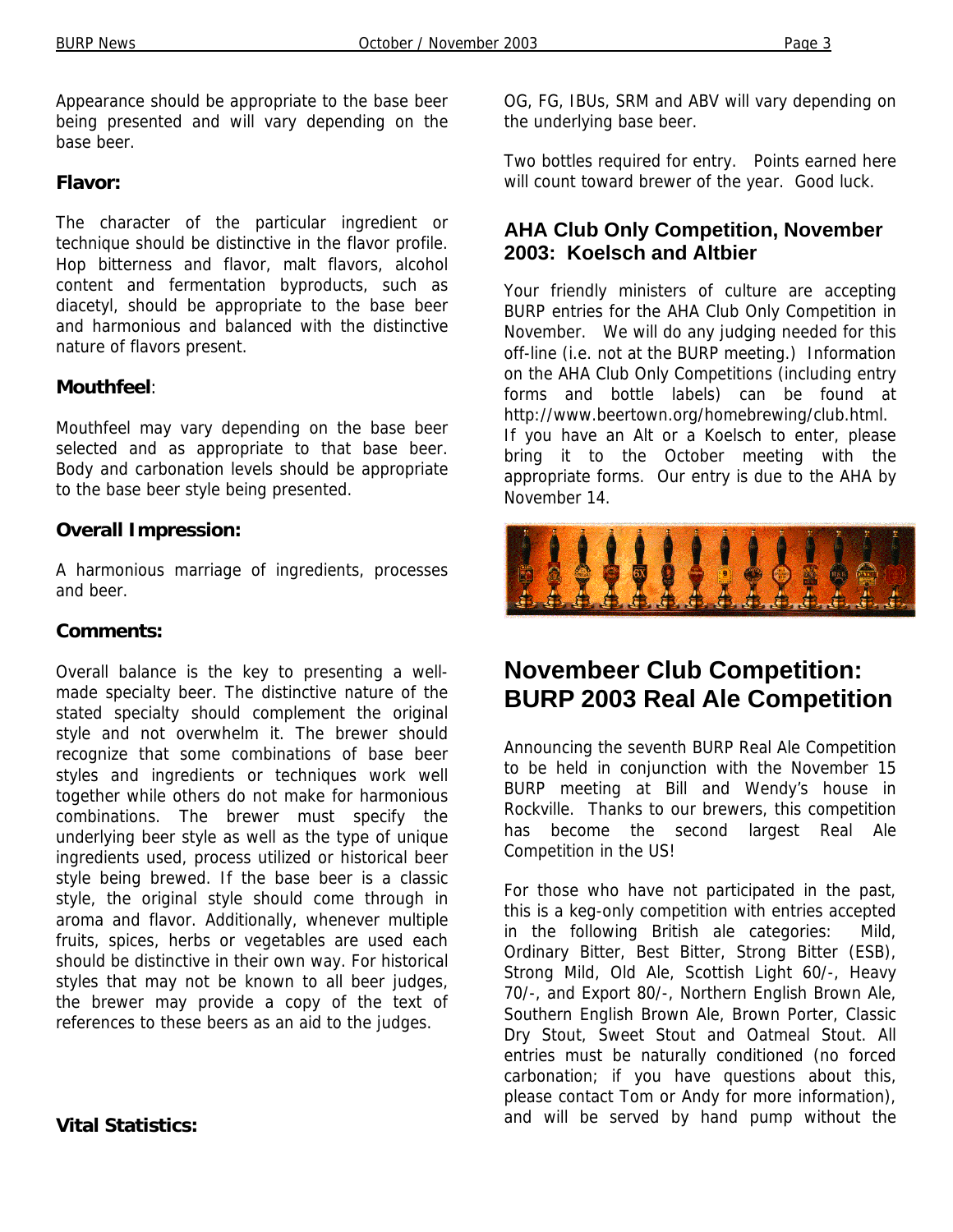Appearance should be appropriate to the base beer being presented and will vary depending on the base beer.

### Flavor:

The character of the particular ingredient or technique should be distinctive in the flavor profile. Hop bitterness and flavor, malt flavors, alcohol content and fermentation byproducts, such as diacetyl, should be appropriate to the base beer and harmonious and balanced with the distinctive nature of flavors present.

### Mouthfeel:

Mouthfeel may vary depending on the base beer selected and as appropriate to that base beer. Body and carbonation levels should be appropriate to the base beer style being presented.

### Overall Impression:

A harmonious marriage of ingredients, processes and beer.

### Comments:

Overall balance is the key to presenting a well-made specialty beer. The distinctive nature of the stated specialty should complement the original style and not overwhelm it. The brewer should recognize that some combinations of base beer styles and ingredients or techniques work well together while others do not make for harmonious combinations. The brewer must specify the underlying beer style as well as the type of unique ingredients used, process utilized or historical beer style being brewed. If the base beer is a classic style, the original style should come through in aroma and flavor. Additionally, whenever multiple fruits, spices, herbs or vegetables are used each should be distinctive in their own way. For historical styles that may not be known to all beer judges, the brewer may provide a copy of the text of references to these beers as an aid to the judges.

### Vital Statistics:

OG, FG, IBUs, SRM and ABV will vary depending on the underlying base beer.

Two bottles required for entry. Points earned here will count toward brewer of the year. Good luck.

### AHA Club Only Competition, November 2003: Koelsch and Altbier

Your friendly ministers of culture are accepting BURP entries for the AHA Club Only Competition in November. We will do any judging needed for this off-line (i.e. not at the BURP meeting.) Information on the AHA Club Only Competitions (including entry forms and bottle labels) can be found at http://www.beertown.org/homebrewing/club.html. If you have an Alt or a Koelsch to enter, please bring it to the October meeting with the appropriate forms. Our entry is due to the AHA by November 14.

## Novembeer Club Competition: BURP 2003 Real Ale Competition

Announcing the seventh BURP Real Ale Competition to be held in conjunction with the November 15 BURP meeting at Bill and Wendy's house in Rockville. Thanks to our brewers, this competition has become the second largest Real Ale Competition in the US!

For those who have not participated in the past, this is a keg-only competition with entries accepted in the following British ale categories: Mild, Ordinary Bitter, Best Bitter, Strong Bitter (ESB), Strong Mild, Old Ale, Scottish Light 60/-, Heavy 70/-, and Export 80/-, Northern English Brown Ale, Southern English Brown Ale, Brown Porter, Classic Dry Stout, Sweet Stout and Oatmeal Stout. All entries must be naturally conditioned (no forced carbonation; if you have questions about this, please contact Tom or Andy for more information), and will be served by hand pump without the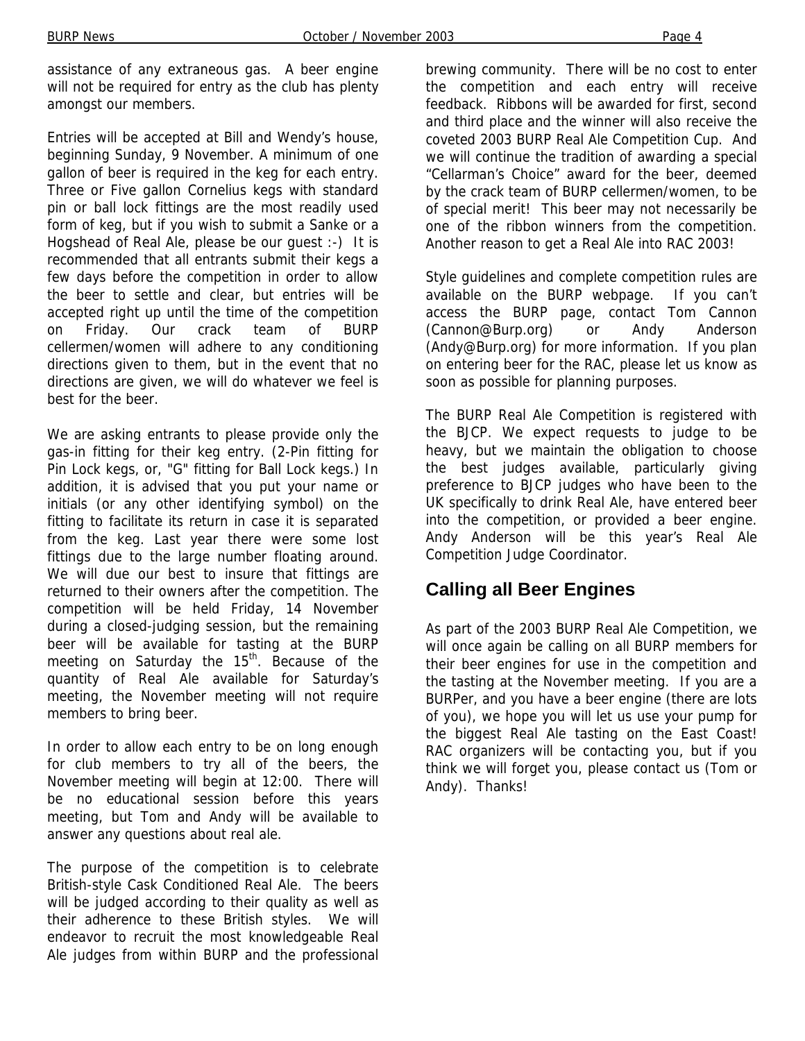assistance of any extraneous gas. A beer engine will not be required for entry as the club has plenty amongst our members.

Entries will be accepted at Bill and Wendy's house, beginning Sunday, 9 November. A minimum of one gallon of beer is required in the keg for each entry. Three or Five gallon Cornelius kegs with standard pin or ball lock fittings are the most readily used form of keg, but if you wish to submit a Sanke or a Hogshead of Real Ale, please be our guest :-) It is recommended that all entrants submit their kegs a few days before the competition in order to allow the beer to settle and clear, but entries will be accepted right up until the time of the competition on Friday. Our crack team of BURP cellermen/women will adhere to any conditioning directions given to them, but in the event that no directions are given, we will do whatever we feel is best for the beer.

We are asking entrants to please provide only the gas-in fitting for their keg entry. (2-Pin fitting for Pin Lock kegs, or, "G" fitting for Ball Lock kegs.) In addition, it is advised that you put your name or initials (or any other identifying symbol) on the fitting to facilitate its return in case it is separated from the keg. Last year there were some lost fittings due to the large number floating around. We will due our best to insure that fittings are returned to their owners after the competition. The competition will be held Friday, 14 November during a closed-judging session, but the remaining beer will be available for tasting at the BURP meeting on Saturday the 15th. Because of the quantity of Real Ale available for Saturday's meeting, the November meeting will not require members to bring beer.

In order to allow each entry to be on long enough for club members to try all of the beers, the November meeting will begin at 12:00. There will be no educational session before this years meeting, but Tom and Andy will be available to answer any questions about real ale.

The purpose of the competition is to celebrate British-style Cask Conditioned Real Ale. The beers will be judged according to their quality as well as their adherence to these British styles. We will endeavor to recruit the most knowledgeable Real Ale judges from within BURP and the professional brewing community. There will be no cost to enter the competition and each entry will receive feedback. Ribbons will be awarded for first, second and third place and the winner will also receive the coveted 2003 BURP Real Ale Competition Cup. And we will continue the tradition of awarding a special "Cellarman's Choice" award for the beer, deemed by the crack team of BURP cellermen/women, to be of special merit! This beer may not necessarily be one of the ribbon winners from the competition. Another reason to get a Real Ale into RAC 2003!

Style guidelines and complete competition rules are available on the BURP webpage. If you can't access the BURP page, contact Tom Cannon (Cannon@Burp.org) or Andy Anderson (Andy@Burp.org) for more information. If you plan on entering beer for the RAC, please let us know as soon as possible for planning purposes.

The BURP Real Ale Competition is registered with the BJCP. We expect requests to judge to be heavy, but we maintain the obligation to choose the best judges available, particularly giving preference to BJCP judges who have been to the UK specifically to drink Real Ale, have entered beer into the competition, or provided a beer engine. Andy Anderson will be this year's Real Ale Competition Judge Coordinator.

## Calling all Beer Engines

As part of the 2003 BURP Real Ale Competition, we will once again be calling on all BURP members for their beer engines for use in the competition and the tasting at the November meeting. If you are a BURPer, and you have a beer engine (there are lots of you), we hope you will let us use your pump for the biggest Real Ale tasting on the East Coast! RAC organizers will be contacting you, but if you think we will forget you, please contact us (Tom or Andy). Thanks!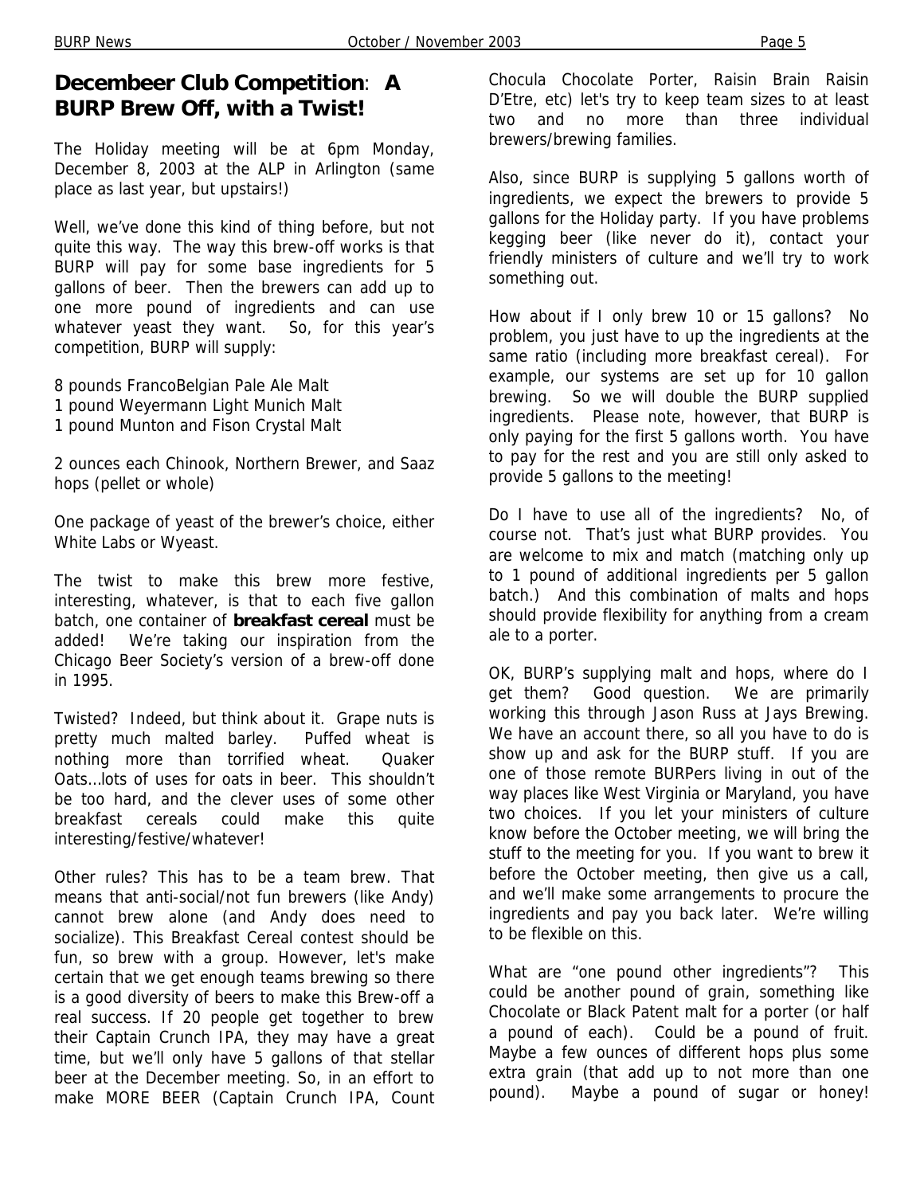## Decembeer Club Competition: A BURP Brew Off, with a Twist!

The Holiday meeting will be at 6pm Monday, December 8, 2003 at the ALP in Arlington (same place as last year, but upstairs!)

Well, we've done this kind of thing before, but not quite this way. The way this brew-off works is that BURP will pay for some base ingredients for 5 gallons of beer. Then the brewers can add up to one more pound of ingredients and can use whatever yeast they want. So, for this year's competition, BURP will supply:

8 pounds FrancoBelgian Pale Ale Malt
1 pound Weyermann Light Munich Malt
1 pound Munton and Fison Crystal Malt

2 ounces each Chinook, Northern Brewer, and Saaz hops (pellet or whole)

One package of yeast of the brewer's choice, either White Labs or Wyeast.

The twist to make this brew more festive, interesting, whatever, is that to each five gallon batch, one container of **breakfast cereal** must be added! We're taking our inspiration from the Chicago Beer Society's version of a brew-off done in 1995.

Twisted? Indeed, but think about it. Grape nuts is pretty much malted barley. Puffed wheat is nothing more than torrified wheat. Quaker Oats…lots of uses for oats in beer. This shouldn't be too hard, and the clever uses of some other breakfast cereals could make this quite interesting/festive/whatever!

Other rules? This has to be a team brew. That means that anti-social/not fun brewers (like Andy) cannot brew alone (and Andy does need to socialize). This Breakfast Cereal contest should be fun, so brew with a group. However, let's make certain that we get enough teams brewing so there is a good diversity of beers to make this Brew-off a real success. If 20 people get together to brew their Captain Crunch IPA, they may have a great time, but we'll only have 5 gallons of that stellar beer at the December meeting. So, in an effort to make MORE BEER (Captain Crunch IPA, Count Chocula Chocolate Porter, Raisin Brain Raisin D'Etre, etc) let's try to keep team sizes to at least two and no more than three individual brewers/brewing families.

Also, since BURP is supplying 5 gallons worth of ingredients, we expect the brewers to provide 5 gallons for the Holiday party. If you have problems kegging beer (like never do it), contact your friendly ministers of culture and we'll try to work something out.

How about if I only brew 10 or 15 gallons? No problem, you just have to up the ingredients at the same ratio (including more breakfast cereal). For example, our systems are set up for 10 gallon brewing. So we will double the BURP supplied ingredients. Please note, however, that BURP is only paying for the first 5 gallons worth. You have to pay for the rest and you are still only asked to provide 5 gallons to the meeting!

Do I have to use all of the ingredients? No, of course not. That's just what BURP provides. You are welcome to mix and match (matching only up to 1 pound of additional ingredients per 5 gallon batch.) And this combination of malts and hops should provide flexibility for anything from a cream ale to a porter.

OK, BURP's supplying malt and hops, where do I get them? Good question. We are primarily working this through Jason Russ at Jays Brewing. We have an account there, so all you have to do is show up and ask for the BURP stuff. If you are one of those remote BURPers living in out of the way places like West Virginia or Maryland, you have two choices. If you let your ministers of culture know before the October meeting, we will bring the stuff to the meeting for you. If you want to brew it before the October meeting, then give us a call, and we'll make some arrangements to procure the ingredients and pay you back later. We're willing to be flexible on this.

What are "one pound other ingredients"? This could be another pound of grain, something like Chocolate or Black Patent malt for a porter (or half a pound of each). Could be a pound of fruit. Maybe a few ounces of different hops plus some extra grain (that add up to not more than one pound). Maybe a pound of sugar or honey!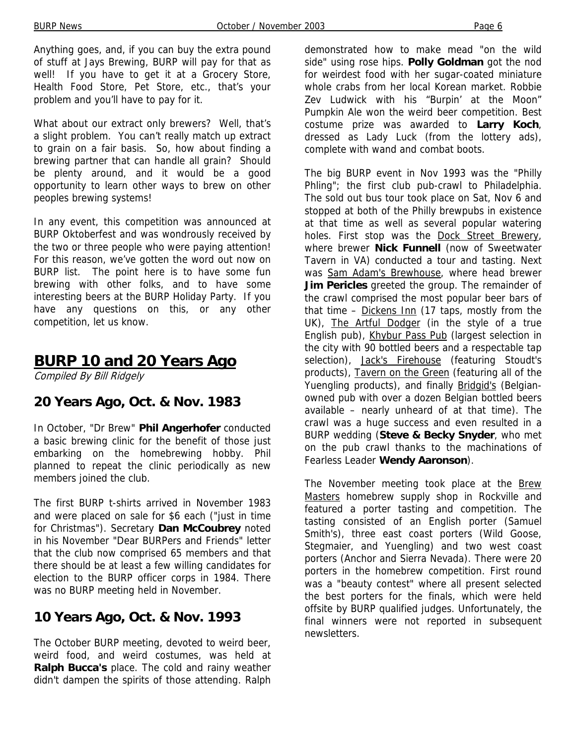Anything goes, and, if you can buy the extra pound of stuff at Jays Brewing, BURP will pay for that as well! If you have to get it at a Grocery Store, Health Food Store, Pet Store, etc., that's your problem and you'll have to pay for it.

What about our extract only brewers? Well, that's a slight problem. You can't really match up extract to grain on a fair basis. So, how about finding a brewing partner that can handle all grain? Should be plenty around, and it would be a good opportunity to learn other ways to brew on other peoples brewing systems!

In any event, this competition was announced at BURP Oktoberfest and was wondrously received by the two or three people who were paying attention! For this reason, we've gotten the word out now on BURP list. The point here is to have some fun brewing with other folks, and to have some interesting beers at the BURP Holiday Party. If you have any questions on this, or any other competition, let us know.

# BURP 10 and 20 Years Ago

*Compiled By Bill Ridgely*

## 20 Years Ago, Oct. & Nov. 1983

In October, "Dr Brew" **Phil Angerhofer** conducted a basic brewing clinic for the benefit of those just embarking on the homebrewing hobby. Phil planned to repeat the clinic periodically as new members joined the club.

The first BURP t-shirts arrived in November 1983 and were placed on sale for $6 each ("just in time for Christmas"). Secretary **Dan McCoubrey** noted in his November "Dear BURPers and Friends" letter that the club now comprised 65 members and that there should be at least a few willing candidates for election to the BURP officer corps in 1984. There was no BURP meeting held in November.

## 10 Years Ago, Oct. & Nov. 1993

The October BURP meeting, devoted to weird beer, weird food, and weird costumes, was held at **Ralph Bucca's** place. The cold and rainy weather didn't dampen the spirits of those attending. Ralph demonstrated how to make mead "on the wild side" using rose hips. **Polly Goldman** got the nod for weirdest food with her sugar-coated miniature whole crabs from her local Korean market. Robbie Zev Ludwick with his "Burpin' at the Moon" Pumpkin Ale won the weird beer competition. Best costume prize was awarded to **Larry Koch**, dressed as Lady Luck (from the lottery ads), complete with wand and combat boots.

The big BURP event in Nov 1993 was the "Philly Phling"; the first club pub-crawl to Philadelphia. The sold out bus tour took place on Sat, Nov 6 and stopped at both of the Philly brewpubs in existence at that time as well as several popular watering holes. First stop was the Dock Street Brewery, where brewer **Nick Funnell** (now of Sweetwater Tavern in VA) conducted a tour and tasting. Next was Sam Adam's Brewhouse, where head brewer **Jim Pericles** greeted the group. The remainder of the crawl comprised the most popular beer bars of that time – Dickens Inn (17 taps, mostly from the UK), The Artful Dodger (in the style of a true English pub), Khybur Pass Pub (largest selection in the city with 90 bottled beers and a respectable tap selection), Jack's Firehouse (featuring Stoudt's products), Tavern on the Green (featuring all of the Yuengling products), and finally Bridgid's (Belgian-owned pub with over a dozen Belgian bottled beers available – nearly unheard of at that time). The crawl was a huge success and even resulted in a BURP wedding (**Steve & Becky Snyder**, who met on the pub crawl thanks to the machinations of Fearless Leader **Wendy Aaronson**).

The November meeting took place at the Brew Masters homebrew supply shop in Rockville and featured a porter tasting and competition. The tasting consisted of an English porter (Samuel Smith's), three east coast porters (Wild Goose, Stegmaier, and Yuengling) and two west coast porters (Anchor and Sierra Nevada). There were 20 porters in the homebrew competition. First round was a "beauty contest" where all present selected the best porters for the finals, which were held offsite by BURP qualified judges. Unfortunately, the final winners were not reported in subsequent newsletters.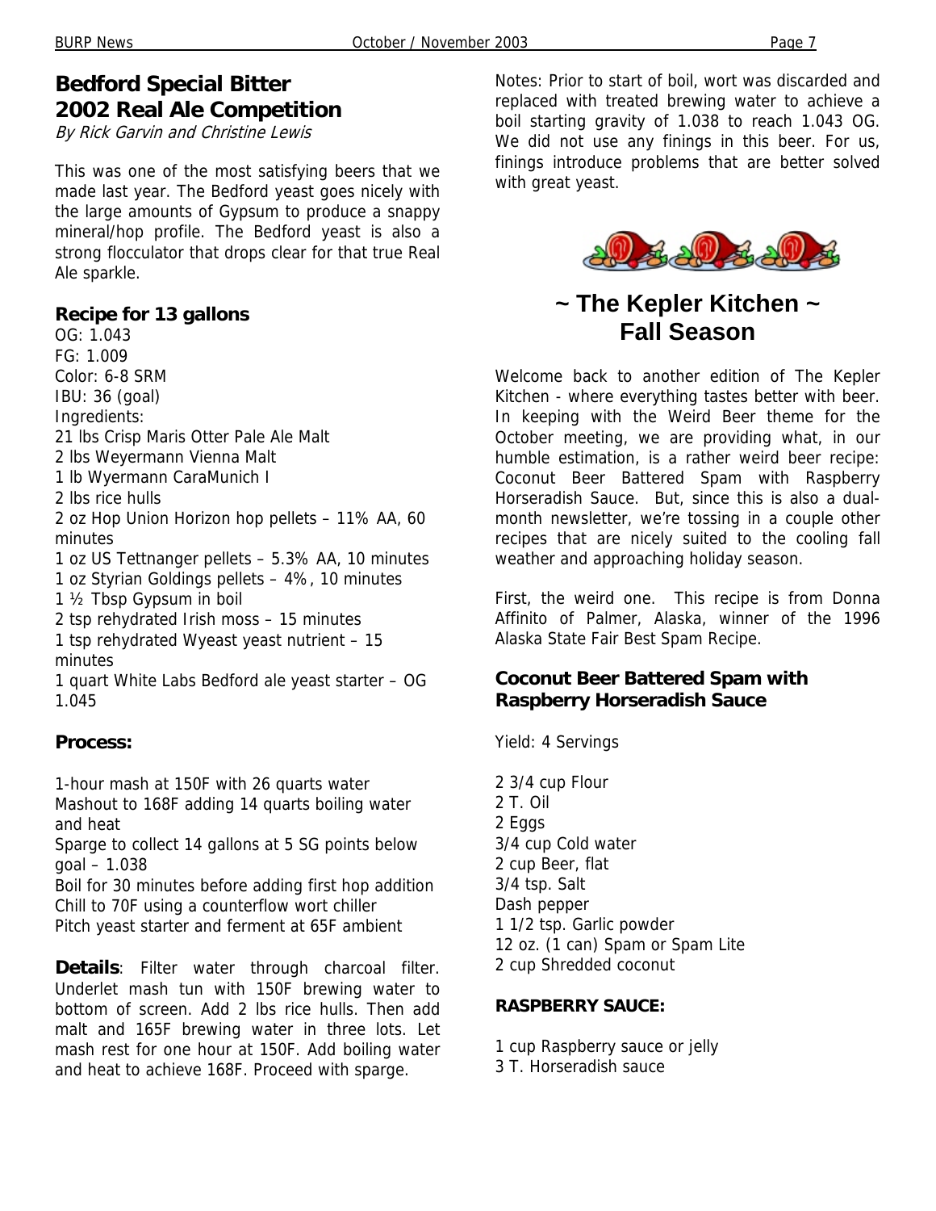## Bedford Special Bitter 2002 Real Ale Competition

*By Rick Garvin and Christine Lewis*

This was one of the most satisfying beers that we made last year. The Bedford yeast goes nicely with the large amounts of Gypsum to produce a snappy mineral/hop profile. The Bedford yeast is also a strong flocculator that drops clear for that true Real Ale sparkle.

### Recipe for 13 gallons

OG: 1.043
FG: 1.009
Color: 6-8 SRM
IBU: 36 (goal)
Ingredients:
21 lbs Crisp Maris Otter Pale Ale Malt
2 lbs Weyermann Vienna Malt
1 lb Wyermann CaraMunich I
2 lbs rice hulls
2 oz Hop Union Horizon hop pellets – 11% AA, 60 minutes
1 oz US Tettnanger pellets – 5.3% AA, 10 minutes
1 oz Styrian Goldings pellets – 4%, 10 minutes
1 ½ Tbsp Gypsum in boil
2 tsp rehydrated Irish moss – 15 minutes
1 tsp rehydrated Wyeast yeast nutrient – 15 minutes
1 quart White Labs Bedford ale yeast starter – OG 1.045

### Process:

1-hour mash at 150F with 26 quarts water
Mashout to 168F adding 14 quarts boiling water and heat
Sparge to collect 14 gallons at 5 SG points below goal – 1.038
Boil for 30 minutes before adding first hop addition
Chill to 70F using a counterflow wort chiller
Pitch yeast starter and ferment at 65F ambient

**Details**: Filter water through charcoal filter. Underlet mash tun with 150F brewing water to bottom of screen. Add 2 lbs rice hulls. Then add malt and 165F brewing water in three lots. Let mash rest for one hour at 150F. Add boiling water and heat to achieve 168F. Proceed with sparge.

Notes: Prior to start of boil, wort was discarded and replaced with treated brewing water to achieve a boil starting gravity of 1.038 to reach 1.043 OG. We did not use any finings in this beer. For us, finings introduce problems that are better solved with great yeast.

## ~ The Kepler Kitchen ~ Fall Season

Welcome back to another edition of The Kepler Kitchen - where everything tastes better with beer. In keeping with the Weird Beer theme for the October meeting, we are providing what, in our humble estimation, is a rather weird beer recipe: Coconut Beer Battered Spam with Raspberry Horseradish Sauce. But, since this is also a dual-month newsletter, we're tossing in a couple other recipes that are nicely suited to the cooling fall weather and approaching holiday season.

First, the weird one. This recipe is from Donna Affinito of Palmer, Alaska, winner of the 1996 Alaska State Fair Best Spam Recipe.

### Coconut Beer Battered Spam with Raspberry Horseradish Sauce

Yield: 4 Servings

2 3/4 cup Flour
2 T. Oil
2 Eggs
3/4 cup Cold water
2 cup Beer, flat
3/4 tsp. Salt
Dash pepper
1 1/2 tsp. Garlic powder
12 oz. (1 can) Spam or Spam Lite
2 cup Shredded coconut

**RASPBERRY SAUCE:**

1 cup Raspberry sauce or jelly
3 T. Horseradish sauce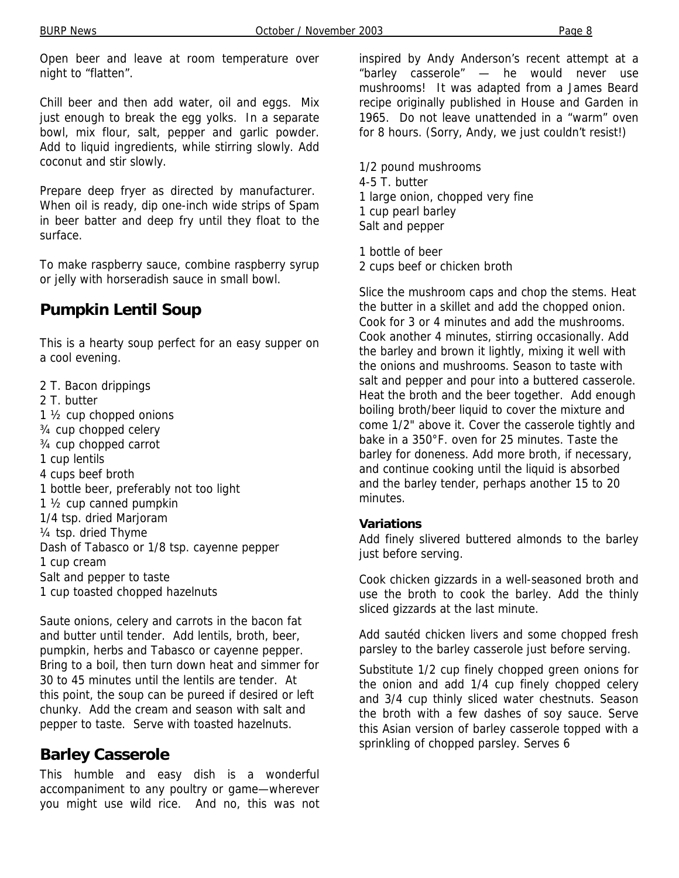Open beer and leave at room temperature over night to "flatten".

Chill beer and then add water, oil and eggs. Mix just enough to break the egg yolks. In a separate bowl, mix flour, salt, pepper and garlic powder. Add to liquid ingredients, while stirring slowly. Add coconut and stir slowly.

Prepare deep fryer as directed by manufacturer. When oil is ready, dip one-inch wide strips of Spam in beer batter and deep fry until they float to the surface.

To make raspberry sauce, combine raspberry syrup or jelly with horseradish sauce in small bowl.

## Pumpkin Lentil Soup

This is a hearty soup perfect for an easy supper on a cool evening.

2 T. Bacon drippings
2 T. butter
1 ½ cup chopped onions
¾ cup chopped celery
¾ cup chopped carrot
1 cup lentils
4 cups beef broth
1 bottle beer, preferably not too light
1 ½ cup canned pumpkin
1/4 tsp. dried Marjoram
¼ tsp. dried Thyme
Dash of Tabasco or 1/8 tsp. cayenne pepper
1 cup cream
Salt and pepper to taste
1 cup toasted chopped hazelnuts

Saute onions, celery and carrots in the bacon fat and butter until tender. Add lentils, broth, beer, pumpkin, herbs and Tabasco or cayenne pepper. Bring to a boil, then turn down heat and simmer for 30 to 45 minutes until the lentils are tender. At this point, the soup can be pureed if desired or left chunky. Add the cream and season with salt and pepper to taste. Serve with toasted hazelnuts.

## Barley Casserole

This humble and easy dish is a wonderful accompaniment to any poultry or game—wherever you might use wild rice. And no, this was not inspired by Andy Anderson's recent attempt at a "barley casserole" — he would never use mushrooms! It was adapted from a James Beard recipe originally published in House and Garden in 1965. Do not leave unattended in a "warm" oven for 8 hours. (Sorry, Andy, we just couldn't resist!)

1/2 pound mushrooms
4-5 T. butter
1 large onion, chopped very fine
1 cup pearl barley
Salt and pepper

1 bottle of beer
2 cups beef or chicken broth

Slice the mushroom caps and chop the stems. Heat the butter in a skillet and add the chopped onion. Cook for 3 or 4 minutes and add the mushrooms. Cook another 4 minutes, stirring occasionally. Add the barley and brown it lightly, mixing it well with the onions and mushrooms. Season to taste with salt and pepper and pour into a buttered casserole. Heat the broth and the beer together. Add enough boiling broth/beer liquid to cover the mixture and come 1/2" above it. Cover the casserole tightly and bake in a 350°F. oven for 25 minutes. Taste the barley for doneness. Add more broth, if necessary, and continue cooking until the liquid is absorbed and the barley tender, perhaps another 15 to 20 minutes.

### Variations

Add finely slivered buttered almonds to the barley just before serving.

Cook chicken gizzards in a well-seasoned broth and use the broth to cook the barley. Add the thinly sliced gizzards at the last minute.

Add sautéd chicken livers and some chopped fresh parsley to the barley casserole just before serving.

Substitute 1/2 cup finely chopped green onions for the onion and add 1/4 cup finely chopped celery and 3/4 cup thinly sliced water chestnuts. Season the broth with a few dashes of soy sauce. Serve this Asian version of barley casserole topped with a sprinkling of chopped parsley. Serves 6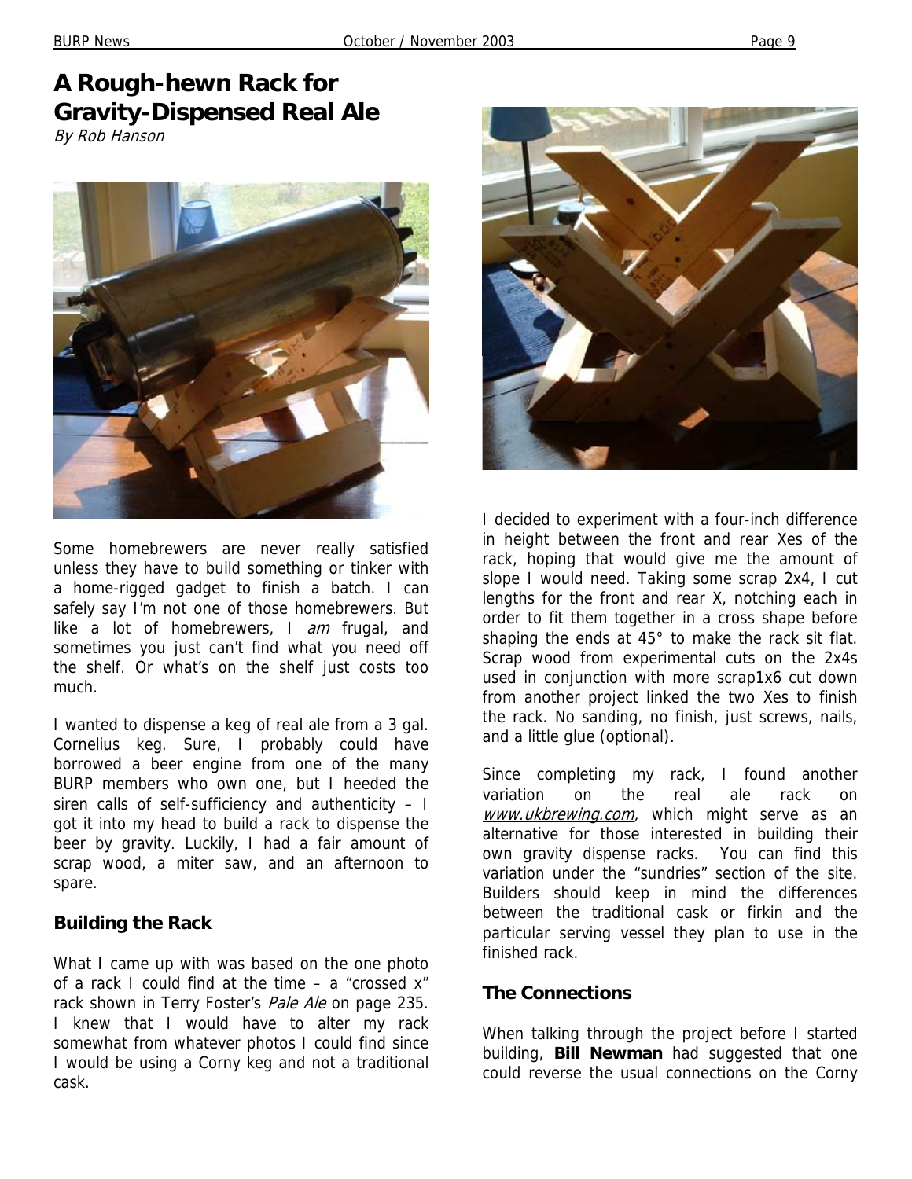# A Rough-hewn Rack for Gravity-Dispensed Real Ale

*By Rob Hanson*

Some homebrewers are never really satisfied unless they have to build something or tinker with a home-rigged gadget to finish a batch. I can safely say I'm not one of those homebrewers. But like a lot of homebrewers, I *am* frugal, and sometimes you just can't find what you need off the shelf. Or what's on the shelf just costs too much.

I wanted to dispense a keg of real ale from a 3 gal. Cornelius keg. Sure, I probably could have borrowed a beer engine from one of the many BURP members who own one, but I heeded the siren calls of self-sufficiency and authenticity – I got it into my head to build a rack to dispense the beer by gravity. Luckily, I had a fair amount of scrap wood, a miter saw, and an afternoon to spare.

## Building the Rack

What I came up with was based on the one photo of a rack I could find at the time – a "crossed x" rack shown in Terry Foster's *Pale Ale* on page 235. I knew that I would have to alter my rack somewhat from whatever photos I could find since I would be using a Corny keg and not a traditional cask.

I decided to experiment with a four-inch difference in height between the front and rear Xes of the rack, hoping that would give me the amount of slope I would need. Taking some scrap 2x4, I cut lengths for the front and rear X, notching each in order to fit them together in a cross shape before shaping the ends at 45° to make the rack sit flat. Scrap wood from experimental cuts on the 2x4s used in conjunction with more scrap1x6 cut down from another project linked the two Xes to finish the rack. No sanding, no finish, just screws, nails, and a little glue (optional).

Since completing my rack, I found another variation on the real ale rack on *www.ukbrewing.com,* which might serve as an alternative for those interested in building their own gravity dispense racks. You can find this variation under the "sundries" section of the site. Builders should keep in mind the differences between the traditional cask or firkin and the particular serving vessel they plan to use in the finished rack.

## The Connections

When talking through the project before I started building, **Bill Newman** had suggested that one could reverse the usual connections on the Corny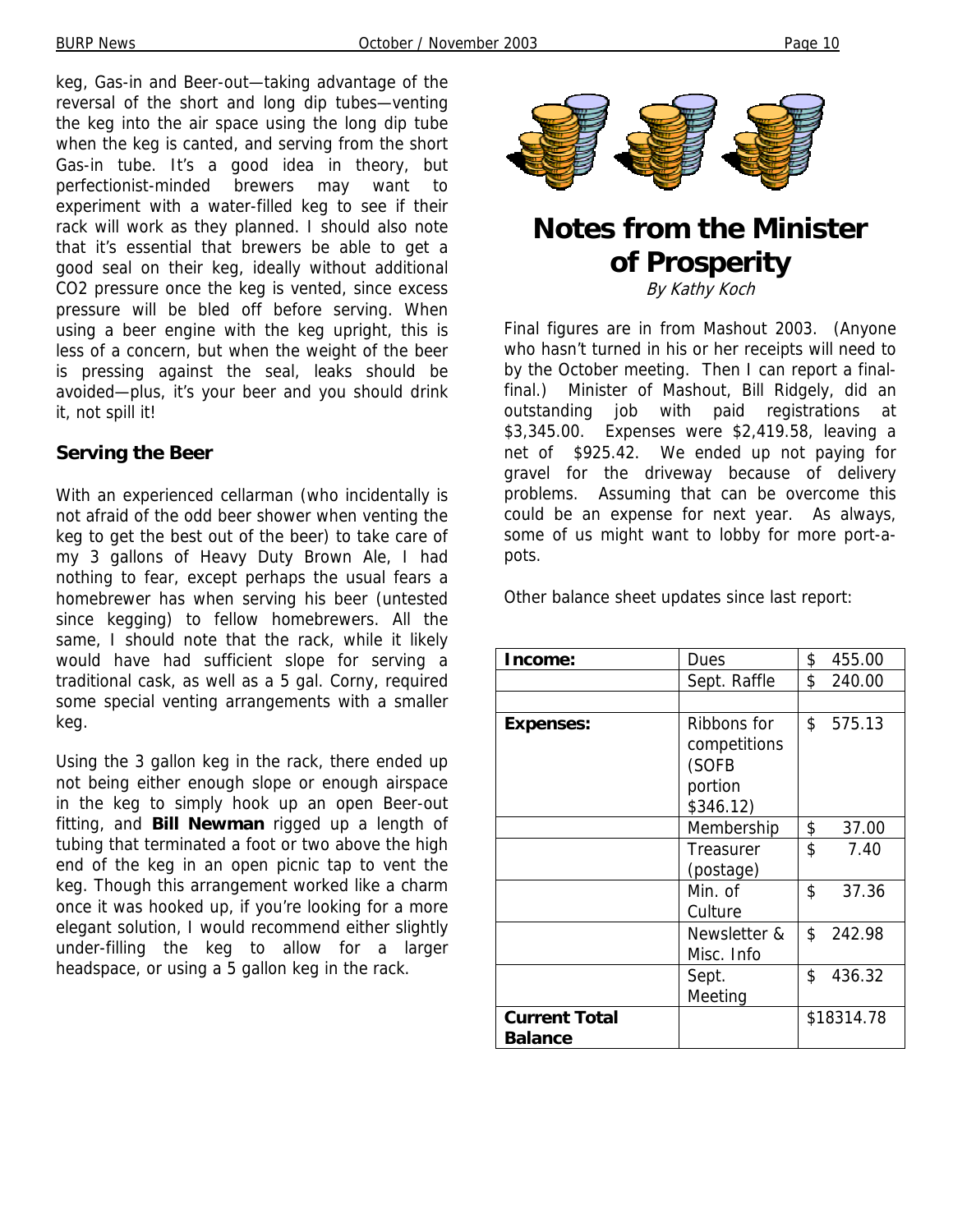keg, Gas-in and Beer-out—taking advantage of the reversal of the short and long dip tubes—venting the keg into the air space using the long dip tube when the keg is canted, and serving from the short Gas-in tube. It's a good idea in theory, but perfectionist-minded brewers may want to experiment with a water-filled keg to see if their rack will work as they planned. I should also note that it's essential that brewers be able to get a good seal on their keg, ideally without additional $CO_2$ pressure once the keg is vented, since excess pressure will be bled off before serving. When using a beer engine with the keg upright, this is less of a concern, but when the weight of the beer is pressing against the seal, leaks should be avoided—plus, it's your beer and you should drink it, not spill it!

### Serving the Beer

With an experienced cellarman (who incidentally is not afraid of the odd beer shower when venting the keg to get the best out of the beer) to take care of my 3 gallons of Heavy Duty Brown Ale, I had nothing to fear, except perhaps the usual fears a homebrewer has when serving his beer (untested since kegging) to fellow homebrewers. All the same, I should note that the rack, while it likely would have had sufficient slope for serving a traditional cask, as well as a 5 gal. Corny, required some special venting arrangements with a smaller keg.

Using the 3 gallon keg in the rack, there ended up not being either enough slope or enough airspace in the keg to simply hook up an open Beer-out fitting, and **Bill Newman** rigged up a length of tubing that terminated a foot or two above the high end of the keg in an open picnic tap to vent the keg. Though this arrangement worked like a charm once it was hooked up, if you're looking for a more elegant solution, I would recommend either slightly under-filling the keg to allow for a larger headspace, or using a 5 gallon keg in the rack.

## Notes from the Minister of Prosperity

*By Kathy Koch*

Final figures are in from Mashout 2003. (Anyone who hasn't turned in his or her receipts will need to by the October meeting. Then I can report a final-final.) Minister of Mashout, Bill Ridgely, did an outstanding job with paid registrations at $3,345.00. Expenses were $2,419.58, leaving a net of $925.42. We ended up not paying for gravel for the driveway because of delivery problems. Assuming that can be overcome this could be an expense for next year. As always, some of us might want to lobby for more port-a-pots.

Other balance sheet updates since last report:

| | | |
|---|---|---|
| **Income:** | Dues | $ 455.00 |
| | Sept. Raffle | $ 240.00 |
| | | |
| **Expenses:** | Ribbons for competitions (SOFB portion $346.12) | $ 575.13 |
| | Membership | $ 37.00 |
| | Treasurer (postage) | $ 7.40 |
| | Min. of Culture | $ 37.36 |
| | Newsletter & Misc. Info | $ 242.98 |
| | Sept. Meeting | $ 436.32 |
| **Current Total Balance** | | $18314.78 |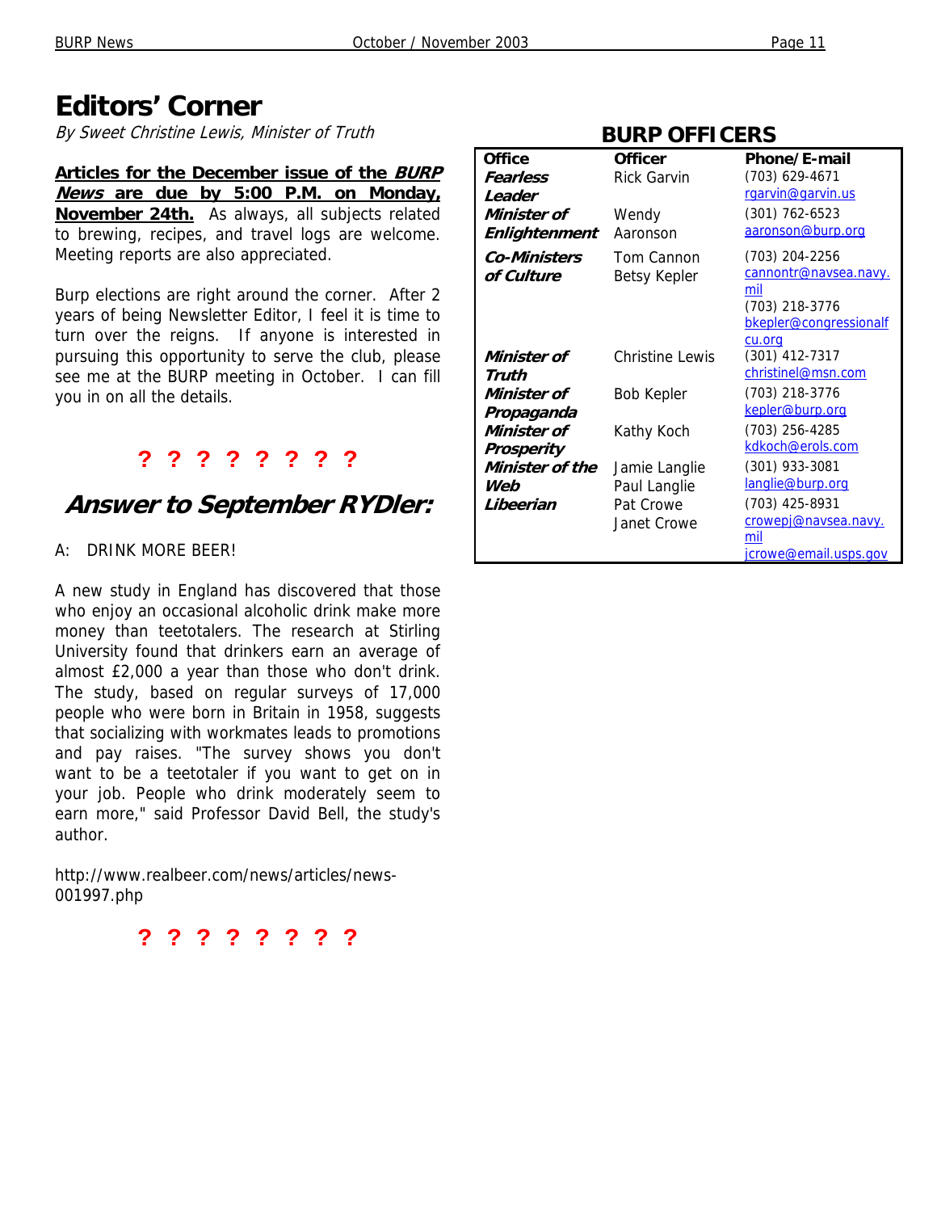# Editors' Corner

*By Sweet Christine Lewis, Minister of Truth*

**Articles for the December issue of the *BURP News* are due by 5:00 P.M. on Monday, November 24th.** As always, all subjects related to brewing, recipes, and travel logs are welcome. Meeting reports are also appreciated.

Burp elections are right around the corner. After 2 years of being Newsletter Editor, I feel it is time to turn over the reigns. If anyone is interested in pursuing this opportunity to serve the club, please see me at the BURP meeting in October. I can fill you in on all the details.

**? ? ? ? ? ? ? ?**

## *Answer to September RYDler:*

A: DRINK MORE BEER!

A new study in England has discovered that those who enjoy an occasional alcoholic drink make more money than teetotalers. The research at Stirling University found that drinkers earn an average of almost £2,000 a year than those who don't drink. The study, based on regular surveys of 17,000 people who were born in Britain in 1958, suggests that socializing with workmates leads to promotions and pay raises. "The survey shows you don't want to be a teetotaler if you want to get on in your job. People who drink moderately seem to earn more," said Professor David Bell, the study's author.

http://www.realbeer.com/news/articles/news-001997.php

**? ? ? ? ? ? ? ?**

## BURP OFFICERS

| Office | Officer | Phone/E-mail |
|---|---|---|
| ***Fearless Leader*** | Rick Garvin | (703) 629-4671 rgarvin@garvin.us |
| ***Minister of Enlightenment*** | Wendy Aaronson | (301) 762-6523 aaronson@burp.org |
| ***Co-Ministers of Culture*** | Tom Cannon<br>Betsy Kepler | (703) 204-2256 cannontr@navsea.navy.mil<br>(703) 218-3776 bkepler@congressionalfcu.org |
| ***Minister of Truth*** | Christine Lewis | (301) 412-7317 christinel@msn.com |
| ***Minister of Propaganda*** | Bob Kepler | (703) 218-3776 kepler@burp.org |
| ***Minister of Prosperity*** | Kathy Koch | (703) 256-4285 kdkoch@erols.com |
| ***Minister of the Web*** | Jamie Langlie<br>Paul Langlie | (301) 933-3081 langlie@burp.org |
| ***Libeerian*** | Pat Crowe<br>Janet Crowe | (703) 425-8931 crowepj@navsea.navy.mil<br>jcrowe@email.usps.gov |